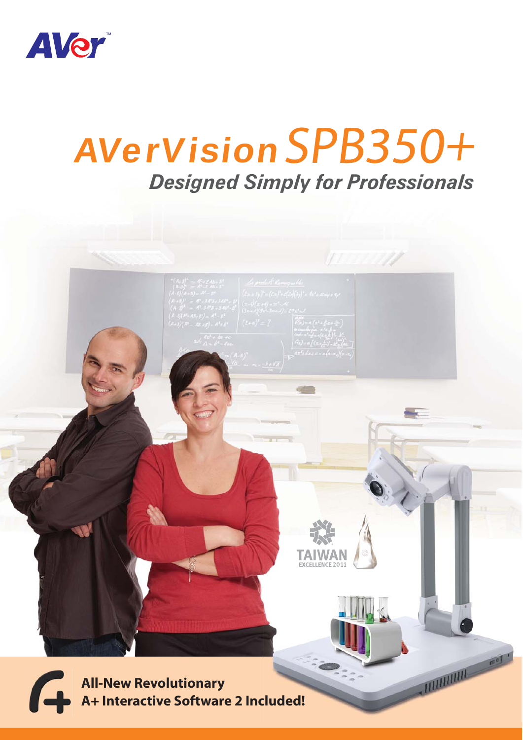AVer™

# AVerVision SPB350+

## *Designed Simply for Professionals*

TAIWAN EXCELLENCE 2011

**All-New Revolutionary A+ Interactive Software 2 Included!**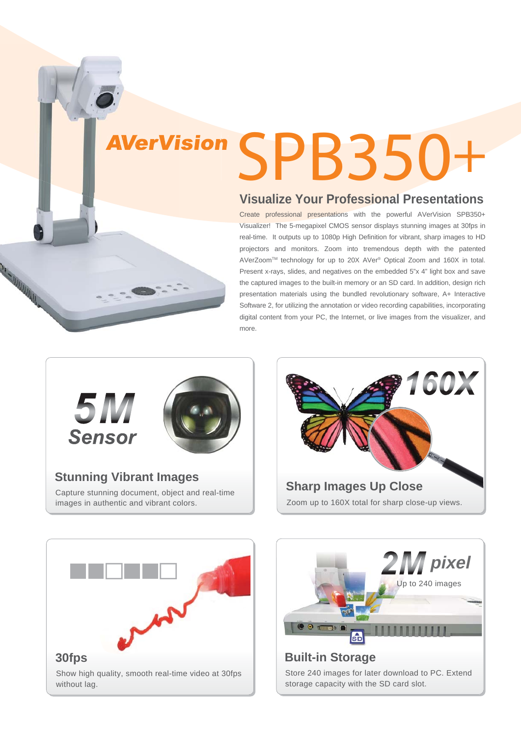# AVerVision SPB350+

## Visualize Your Professional Presentations

Create professional presentations with the powerful AVerVision SPB350+ Visualizer! The 5-megapixel CMOS sensor displays stunning images at 30fps in real-time. It outputs up to 1080p High Definition for vibrant, sharp images to HD projectors and monitors. Zoom into tremendous depth with the patented AVerZoom™ technology for up to 20X AVer® Optical Zoom and 160X in total. Present x-rays, slides, and negatives on the embedded 5"x 4" light box and save the captured images to the built-in memory or an SD card. In addition, design rich presentation materials using the bundled revolutionary software, A+ Interactive Software 2, for utilizing the annotation or video recording capabilities, incorporating digital content from your PC, the Internet, or live images from the visualizer, and more.

**5M Sensor**

### Stunning Vibrant Images

Capture stunning document, object and real-time images in authentic and vibrant colors.

**160X**

### Sharp Images Up Close

Zoom up to 160X total for sharp close-up views.

### 30fps

Show high quality, smooth real-time video at 30fps without lag.

**2M pixel**

Up to 240 images

### Built-in Storage

Store 240 images for later download to PC. Extend storage capacity with the SD card slot.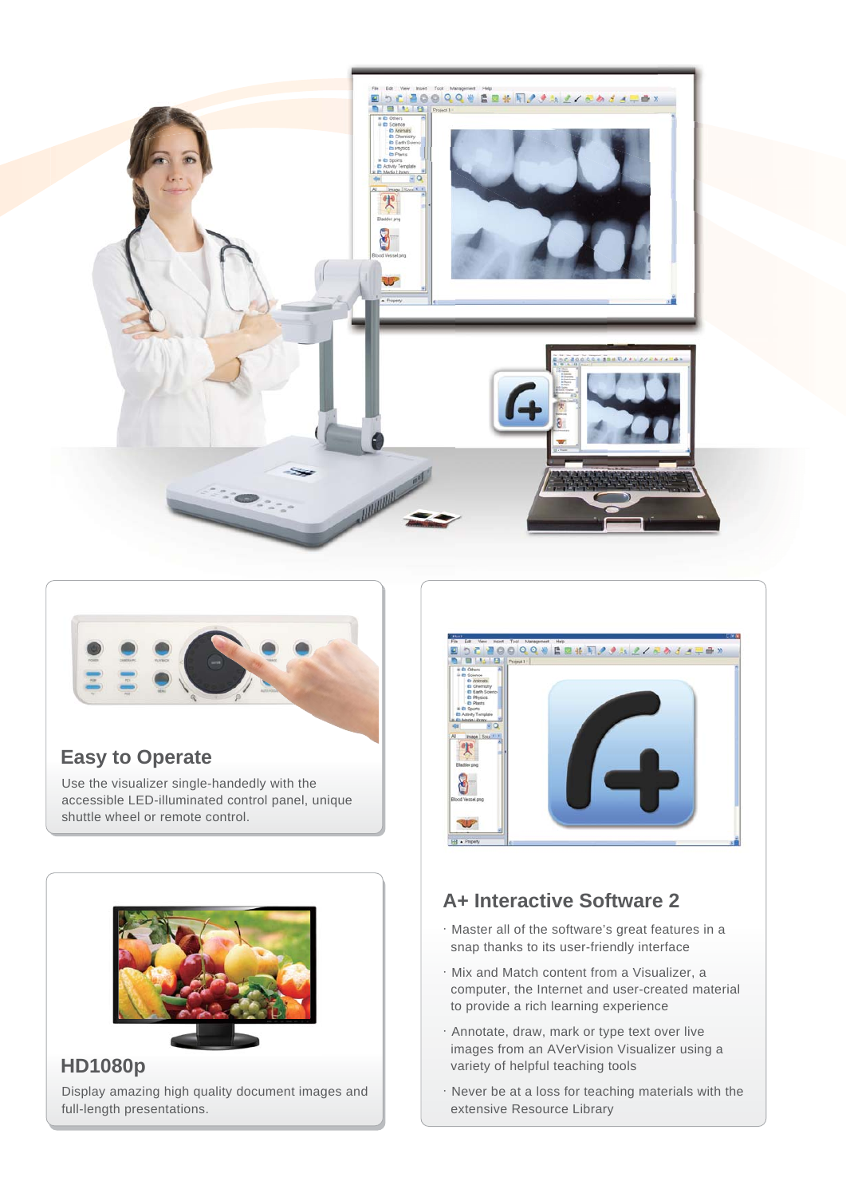## Easy to Operate

Use the visualizer single-handedly with the accessible LED-illuminated control panel, unique shuttle wheel or remote control.

## HD1080p

Display amazing high quality document images and full-length presentations.

## A+ Interactive Software 2

· Master all of the software's great features in a snap thanks to its user-friendly interface

· Mix and Match content from a Visualizer, a computer, the Internet and user-created material to provide a rich learning experience

· Annotate, draw, mark or type text over live images from an AVerVision Visualizer using a variety of helpful teaching tools

· Never be at a loss for teaching materials with the extensive Resource Library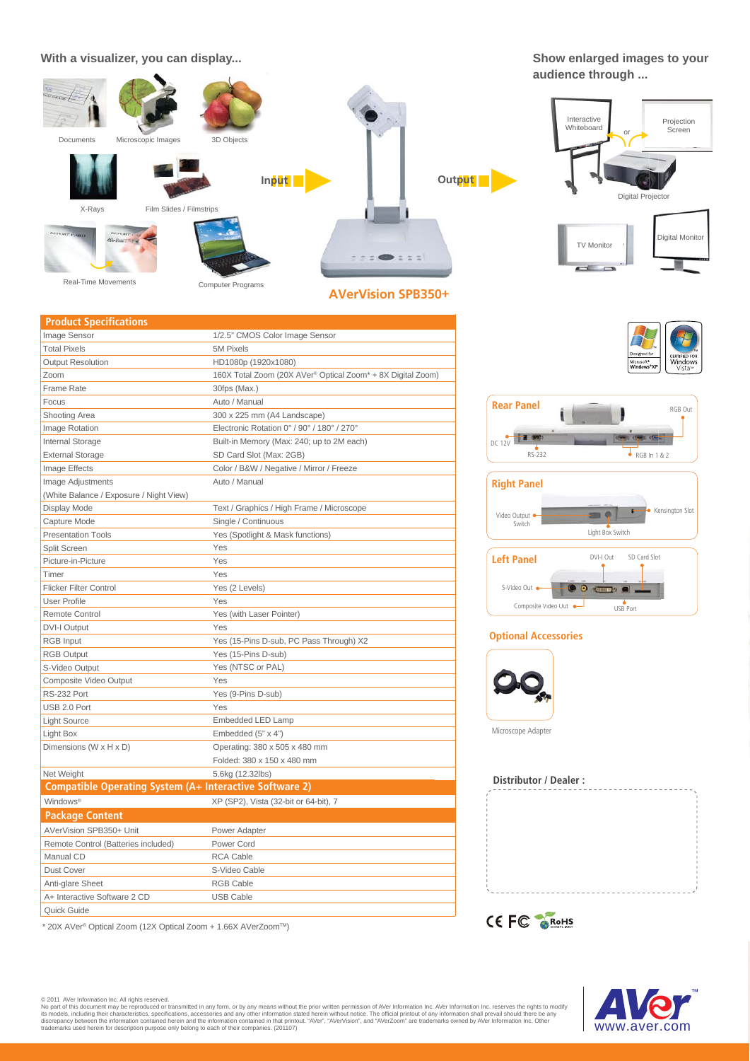With a visualizer, you can display...

Documents

Microscopic Images

3D Objects

X-Rays

Film Slides / Filmstrips

Real-Time Movements

Computer Programs

Input

Output

AVerVision SPB350+

Show enlarged images to your audience through ...

Interactive Whiteboard

or

Projection Screen

Digital Projector

TV Monitor

Digital Monitor

## Product Specifications

| | |
|---|---|
| Image Sensor | 1/2.5" CMOS Color Image Sensor |
| Total Pixels | 5M Pixels |
| Output Resolution | HD1080p (1920x1080) |
| Zoom | 160X Total Zoom (20X AVer® Optical Zoom* + 8X Digital Zoom) |
| Frame Rate | 30fps (Max.) |
| Focus | Auto / Manual |
| Shooting Area | 300 x 225 mm (A4 Landscape) |
| Image Rotation | Electronic Rotation 0° / 90° / 180° / 270° |
| Internal Storage | Built-in Memory (Max: 240; up to 2M each) |
| External Storage | SD Card Slot (Max: 2GB) |
| Image Effects | Color / B&W / Negative / Mirror / Freeze |
| Image Adjustments (White Balance / Exposure / Night View) | Auto / Manual |
| Display Mode | Text / Graphics / High Frame / Microscope |
| Capture Mode | Single / Continuous |
| Presentation Tools | Yes (Spotlight & Mask functions) |
| Split Screen | Yes |
| Picture-in-Picture | Yes |
| Timer | Yes |
| Flicker Filter Control | Yes (2 Levels) |
| User Profile | Yes |
| Remote Control | Yes (with Laser Pointer) |
| DVI-I Output | Yes |
| RGB Input | Yes (15-Pins D-sub, PC Pass Through) X2 |
| RGB Output | Yes (15-Pins D-sub) |
| S-Video Output | Yes (NTSC or PAL) |
| Composite Video Output | Yes |
| RS-232 Port | Yes (9-Pins D-sub) |
| USB 2.0 Port | Yes |
| Light Source | Embedded LED Lamp |
| Light Box | Embedded (5" x 4") |
| Dimensions (W x H x D) | Operating: 380 x 505 x 480 mm<br>Folded: 380 x 150 x 480 mm |
| Net Weight | 5.6kg (12.32lbs) |

## Compatible Operating System (A+ Interactive Software 2)

| | |
|---|---|
| Windows® | XP (SP2), Vista (32-bit or 64-bit), 7 |

## Package Content

| | |
|---|---|
| AVerVision SPB350+ Unit | Power Adapter |
| Remote Control (Batteries included) | Power Cord |
| Manual CD | RCA Cable |
| Dust Cover | S-Video Cable |
| Anti-glare Sheet | RGB Cable |
| A+ Interactive Software 2 CD | USB Cable |
| Quick Guide | |

* 20X AVer® Optical Zoom (12X Optical Zoom + 1.66X AVerZoom™)

Designed for Microsoft® Windows® XP

Certified for Windows Vista™

## Rear Panel

RGB Out

DC 12V

RS-232

RGB In 1 & 2

## Right Panel

Video Output Switch

Kensington Slot

Light Box Switch

## Left Panel

DVI-I Out

SD Card Slot

S-Video Out

Composite Video Out

USB Port

## Optional Accessories

Microscope Adapter

**Distributor / Dealer :**

CE FC RoHS COMPLIANT

© 2011 AVer Information Inc. All rights reserved.
No part of this document may be reproduced or transmitted in any form, or by any means without the prior written permission of AVer Information Inc. AVer Information Inc. reserves the rights to modify its models, including their characteristics, specifications, accessories and any other information stated herein without notice. The official printout of any information shall prevail should there be any discrepancy between the information contained herein and the information contained in that printout. "AVer", "AVerVision", and "AVerZoom" are trademarks owned by AVer Information Inc. Other trademarks used herein for description purpose only belong to each of their companies. (201107)

AVer™ www.aver.com